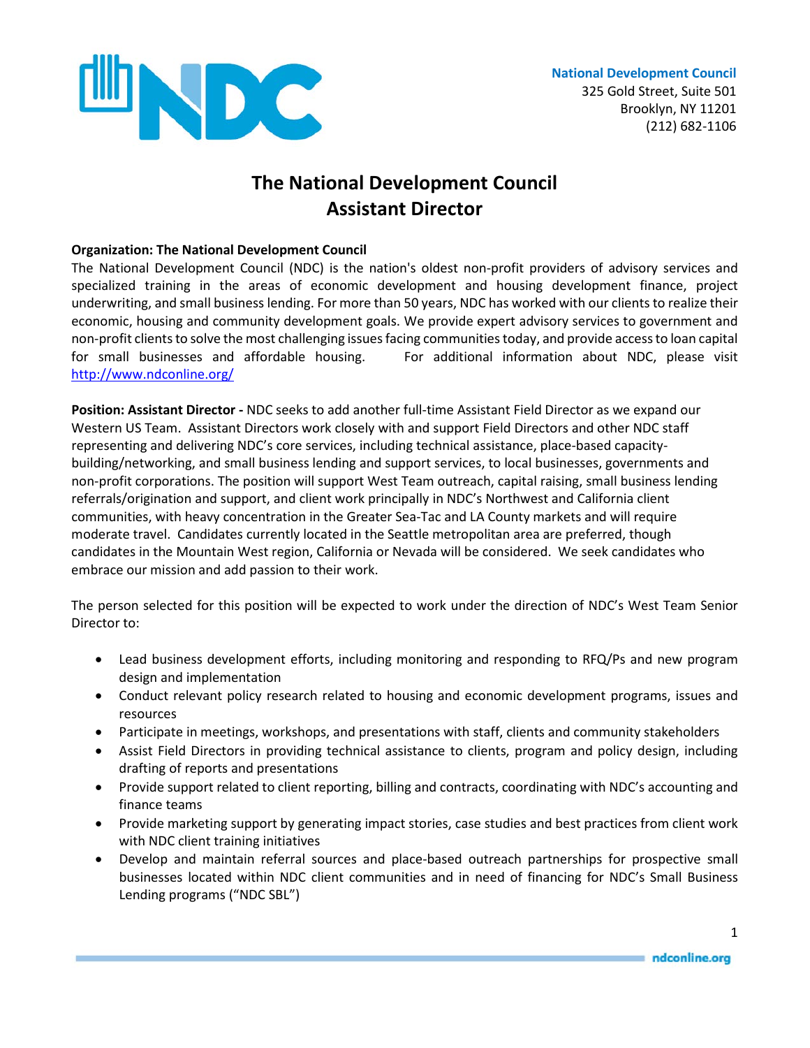**National Development Council**
325 Gold Street, Suite 501
Brooklyn, NY 11201
(212) 682-1106

# The National Development Council
# Assistant Director

**Organization: The National Development Council**
The National Development Council (NDC) is the nation's oldest non-profit providers of advisory services and specialized training in the areas of economic development and housing development finance, project underwriting, and small business lending. For more than 50 years, NDC has worked with our clients to realize their economic, housing and community development goals. We provide expert advisory services to government and non-profit clients to solve the most challenging issues facing communities today, and provide access to loan capital for small businesses and affordable housing. For additional information about NDC, please visit http://www.ndconline.org/

**Position: Assistant Director -** NDC seeks to add another full-time Assistant Field Director as we expand our Western US Team. Assistant Directors work closely with and support Field Directors and other NDC staff representing and delivering NDC's core services, including technical assistance, place-based capacity-building/networking, and small business lending and support services, to local businesses, governments and non-profit corporations. The position will support West Team outreach, capital raising, small business lending referrals/origination and support, and client work principally in NDC's Northwest and California client communities, with heavy concentration in the Greater Sea-Tac and LA County markets and will require moderate travel. Candidates currently located in the Seattle metropolitan area are preferred, though candidates in the Mountain West region, California or Nevada will be considered. We seek candidates who embrace our mission and add passion to their work.

The person selected for this position will be expected to work under the direction of NDC's West Team Senior Director to:

- Lead business development efforts, including monitoring and responding to RFQ/Ps and new program design and implementation
- Conduct relevant policy research related to housing and economic development programs, issues and resources
- Participate in meetings, workshops, and presentations with staff, clients and community stakeholders
- Assist Field Directors in providing technical assistance to clients, program and policy design, including drafting of reports and presentations
- Provide support related to client reporting, billing and contracts, coordinating with NDC's accounting and finance teams
- Provide marketing support by generating impact stories, case studies and best practices from client work with NDC client training initiatives
- Develop and maintain referral sources and place-based outreach partnerships for prospective small businesses located within NDC client communities and in need of financing for NDC's Small Business Lending programs ("NDC SBL")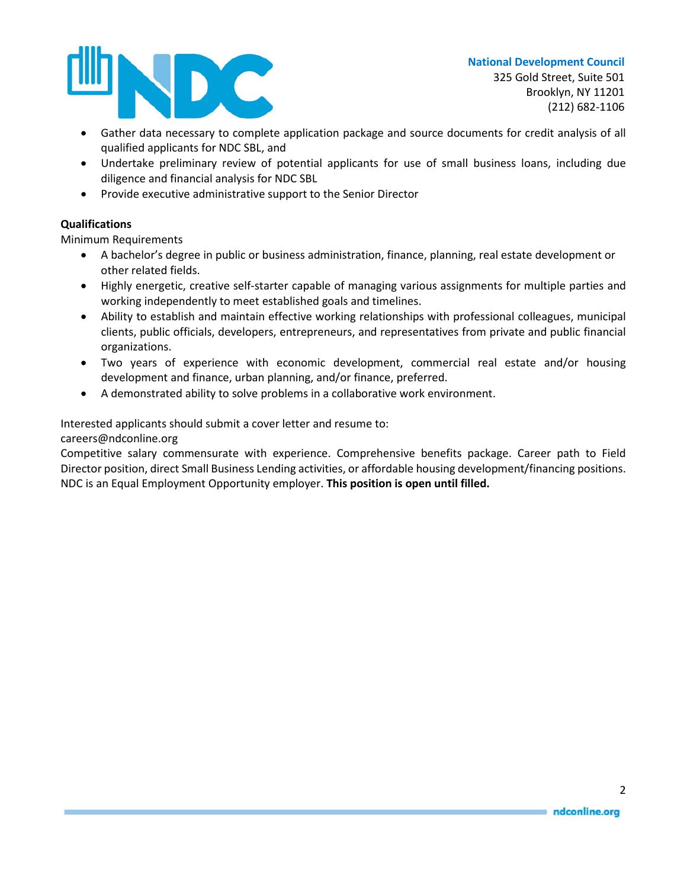- Gather data necessary to complete application package and source documents for credit analysis of all qualified applicants for NDC SBL, and
- Undertake preliminary review of potential applicants for use of small business loans, including due diligence and financial analysis for NDC SBL
- Provide executive administrative support to the Senior Director

**Qualifications**

Minimum Requirements

- A bachelor's degree in public or business administration, finance, planning, real estate development or other related fields.
- Highly energetic, creative self-starter capable of managing various assignments for multiple parties and working independently to meet established goals and timelines.
- Ability to establish and maintain effective working relationships with professional colleagues, municipal clients, public officials, developers, entrepreneurs, and representatives from private and public financial organizations.
- Two years of experience with economic development, commercial real estate and/or housing development and finance, urban planning, and/or finance, preferred.
- A demonstrated ability to solve problems in a collaborative work environment.

Interested applicants should submit a cover letter and resume to:
careers@ndconline.org
Competitive salary commensurate with experience. Comprehensive benefits package. Career path to Field Director position, direct Small Business Lending activities, or affordable housing development/financing positions. NDC is an Equal Employment Opportunity employer. **This position is open until filled.**